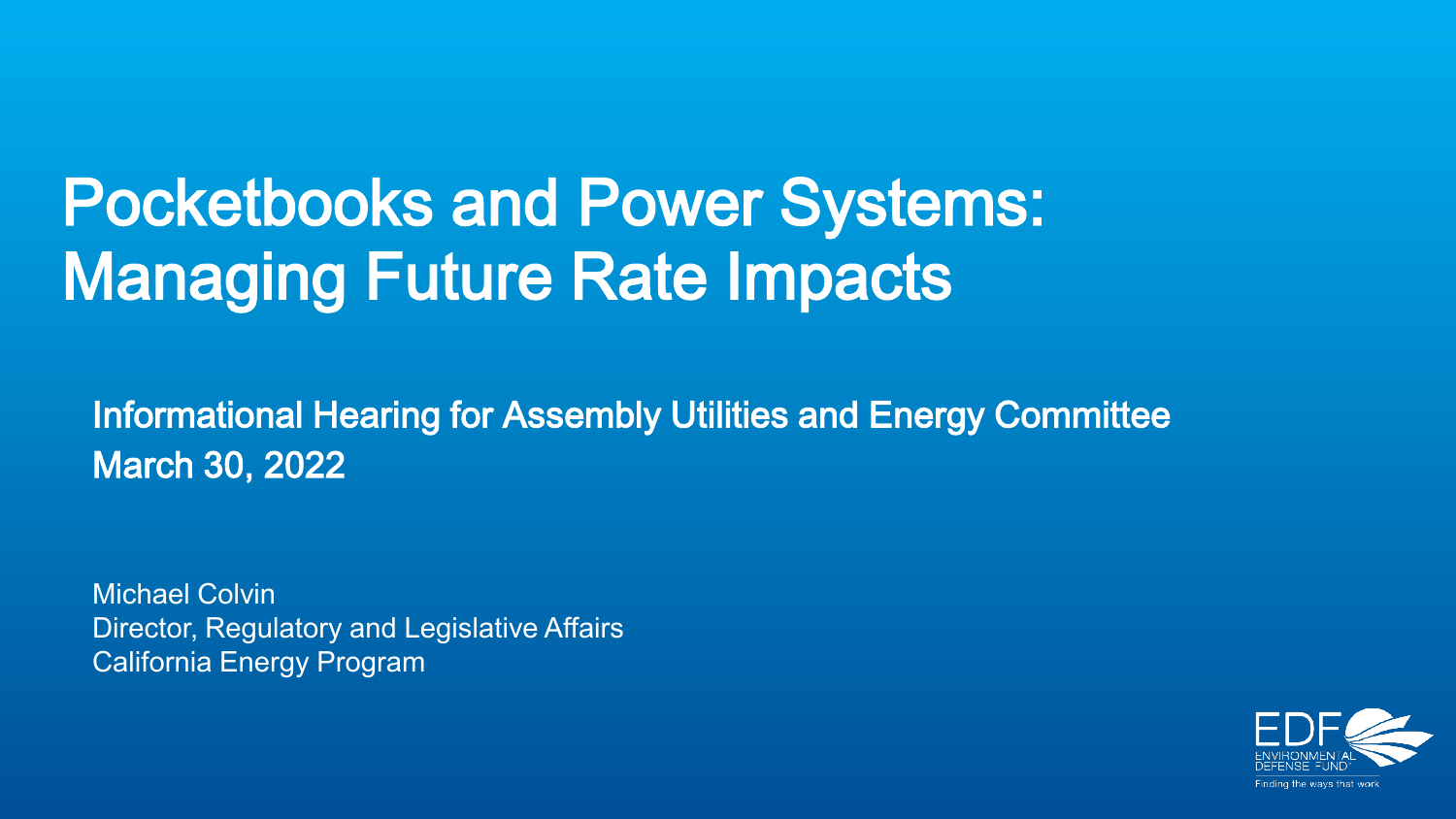# Pocketbooks and Power Systems: Managing Future Rate Impacts

Informational Hearing for Assembly Utilities and Energy Committee
March 30, 2022

Michael Colvin
Director, Regulatory and Legislative Affairs
California Energy Program

EDF ENVIRONMENTAL DEFENSE FUND
Finding the ways that work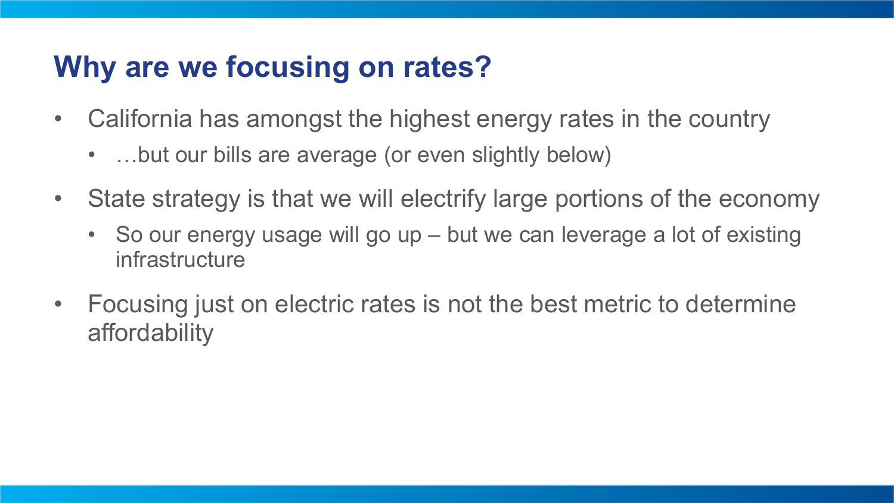# Why are we focusing on rates?

- California has amongst the highest energy rates in the country
  - …but our bills are average (or even slightly below)
- State strategy is that we will electrify large portions of the economy
  - So our energy usage will go up – but we can leverage a lot of existing infrastructure
- Focusing just on electric rates is not the best metric to determine affordability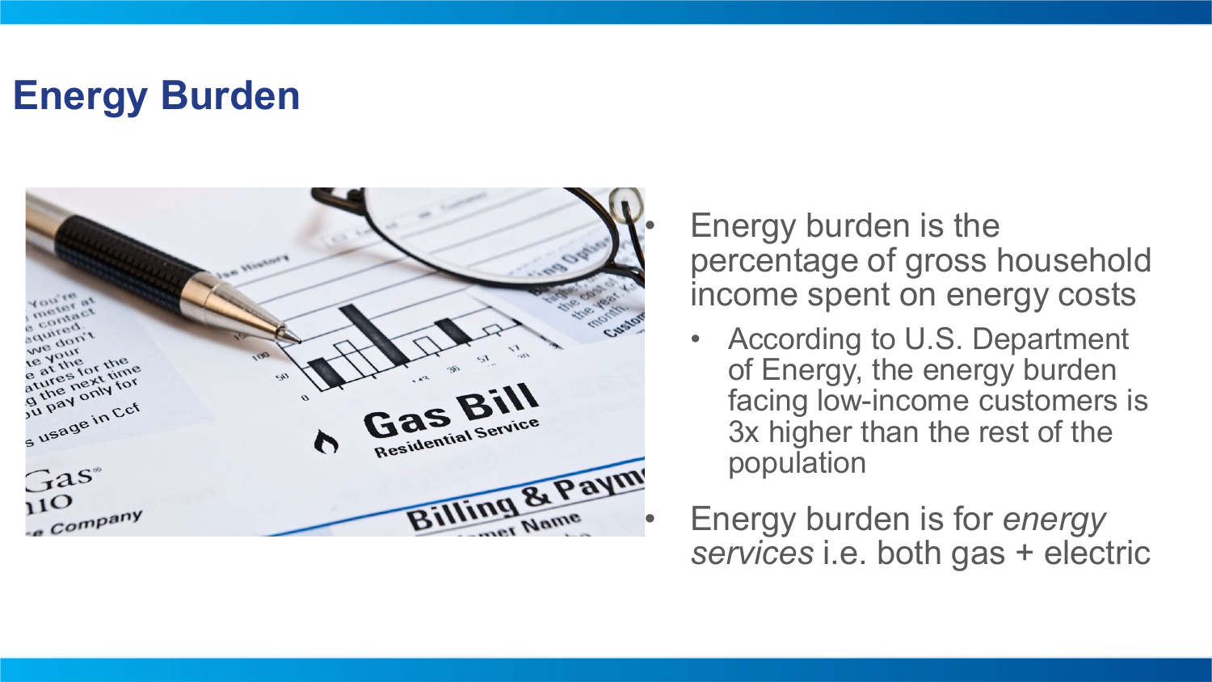# Energy Burden

- Energy burden is the percentage of gross household income spent on energy costs
  - According to U.S. Department of Energy, the energy burden facing low-income customers is 3x higher than the rest of the population
- Energy burden is for *energy services* i.e. both gas + electric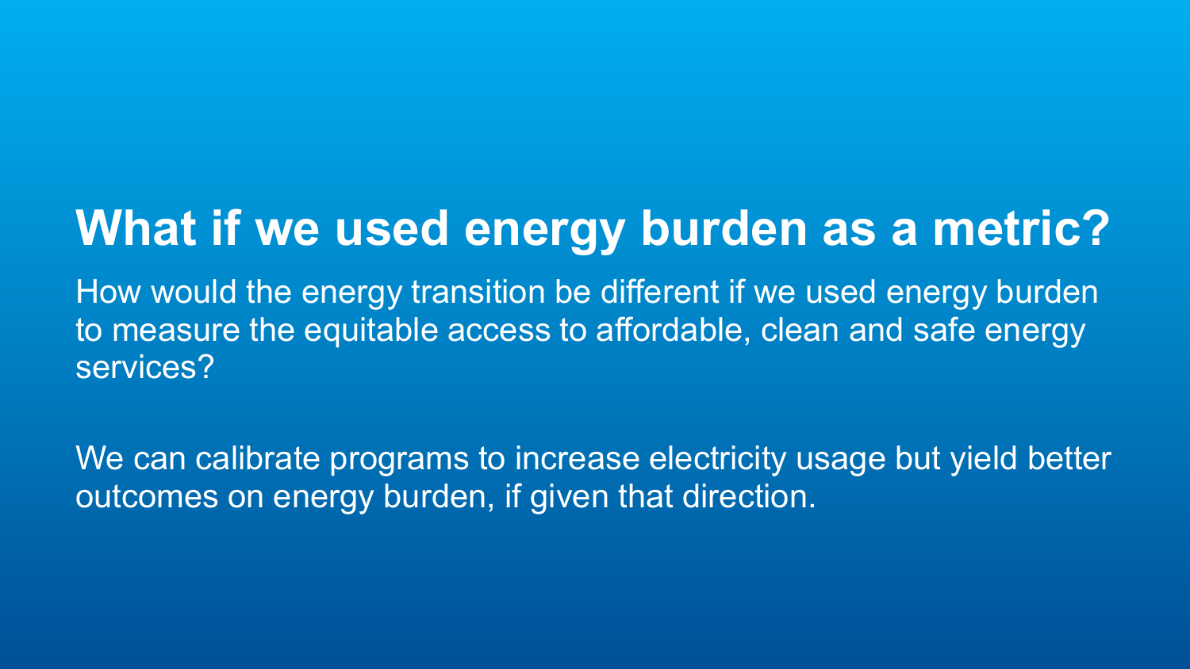# What if we used energy burden as a metric?

How would the energy transition be different if we used energy burden to measure the equitable access to affordable, clean and safe energy services?

We can calibrate programs to increase electricity usage but yield better outcomes on energy burden, if given that direction.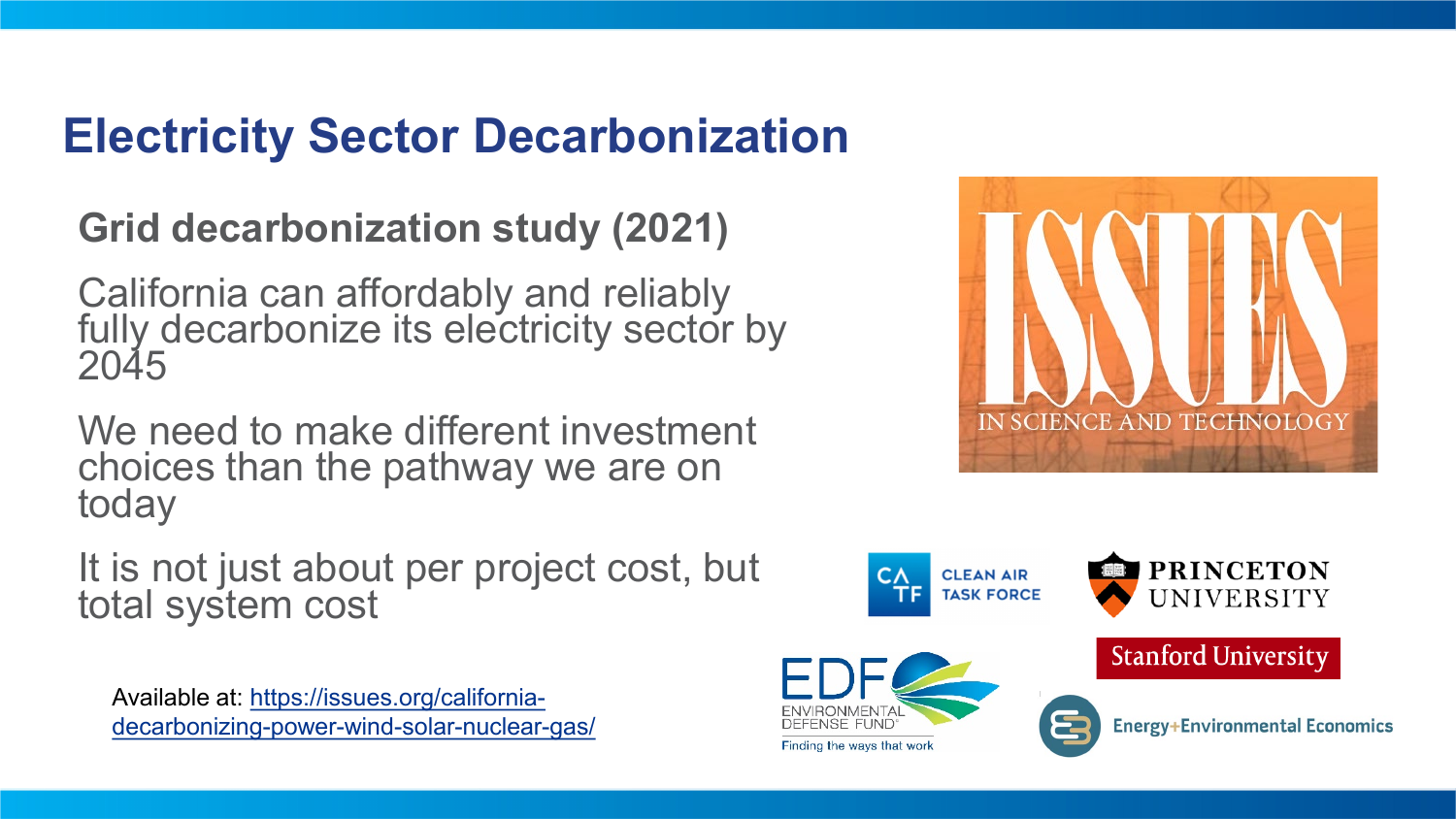# Electricity Sector Decarbonization

**Grid decarbonization study (2021)**

California can affordably and reliably fully decarbonize its electricity sector by 2045

We need to make different investment choices than the pathway we are on today

It is not just about per project cost, but total system cost

Available at: [https://issues.org/california-decarbonizing-power-wind-solar-nuclear-gas/](https://issues.org/california-decarbonizing-power-wind-solar-nuclear-gas/)

ISSUES IN SCIENCE AND TECHNOLOGY

CLEAN AIR TASK FORCE

PRINCETON UNIVERSITY

Stanford University

EDF ENVIRONMENTAL DEFENSE FUND — Finding the ways that work

Energy+Environmental Economics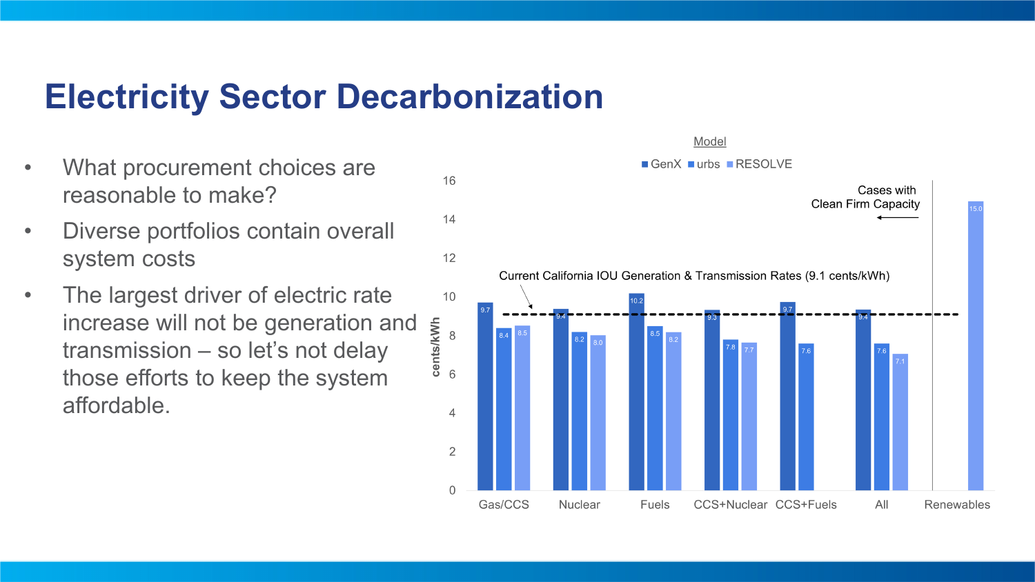# Electricity Sector Decarbonization

- What procurement choices are reasonable to make?
- Diverse portfolios contain overall system costs
- The largest driver of electric rate increase will not be generation and transmission – so let's not delay those efforts to keep the system affordable.

Model

| Case | GenX | urbs | RESOLVE |
|---|---|---|---|
| Gas/CCS | 9.7 | 8.4 | 8.5 |
| Nuclear | 9.4 | 8.2 | 8.0 |
| Fuels | 10.2 | 8.5 | 8.2 |
| CCS+Nuclear | 9.3 | 7.8 | 7.7 |
| CCS+Fuels | 9.7 | 7.6 | |
| All | 9.4 | 7.6 | 7.1 |
| Renewables | | | 15.0 |

cents/kWh

Current California IOU Generation & Transmission Rates (9.1 cents/kWh)

Cases with Clean Firm Capacity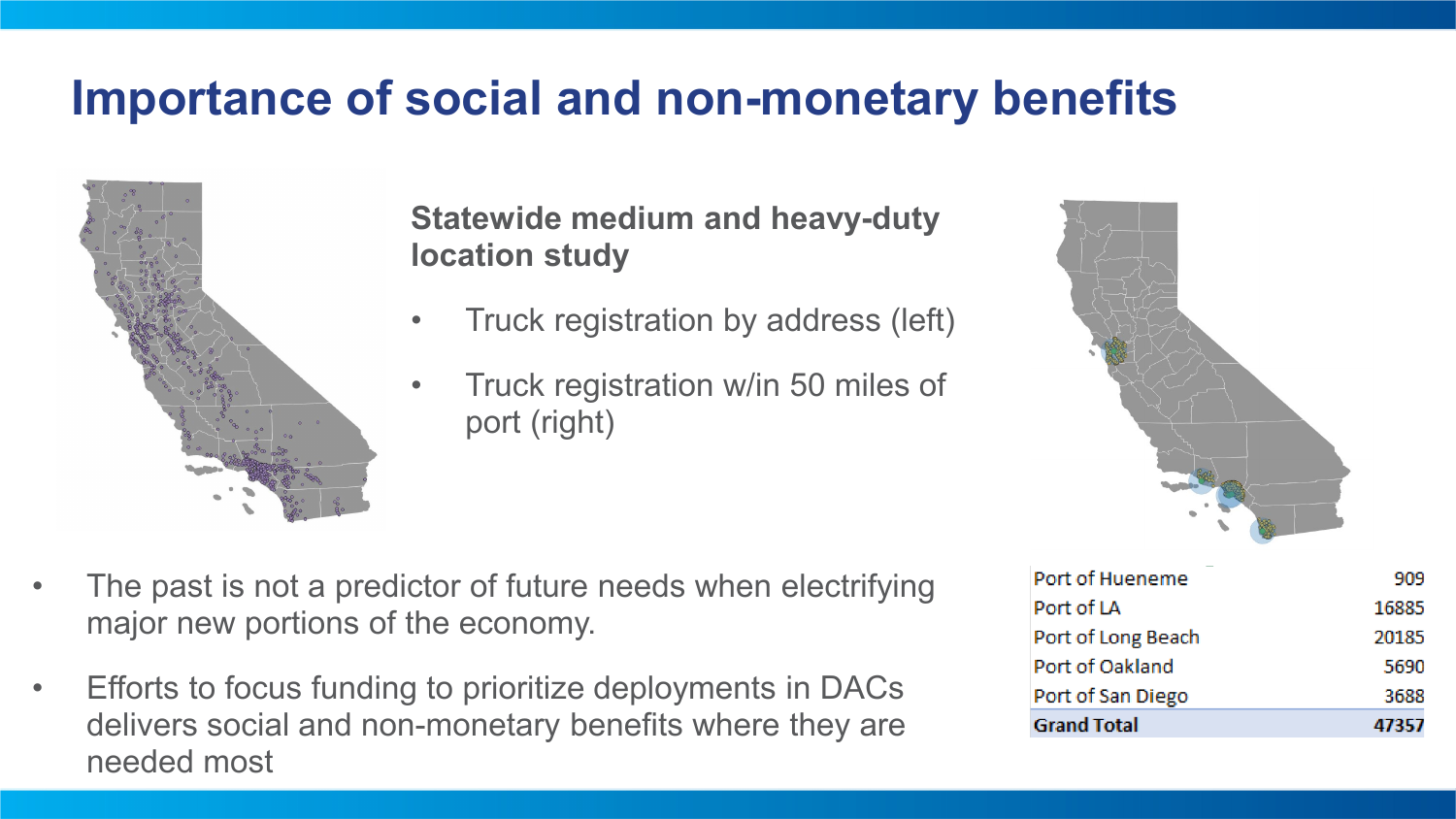# Importance of social and non-monetary benefits

**Statewide medium and heavy-duty location study**

- Truck registration by address (left)
- Truck registration w/in 50 miles of port (right)

| Port | Count |
|---|---|
| Port of Hueneme | 909 |
| Port of LA | 16885 |
| Port of Long Beach | 20185 |
| Port of Oakland | 5690 |
| Port of San Diego | 3688 |
| **Grand Total** | **47357** |

- The past is not a predictor of future needs when electrifying major new portions of the economy.
- Efforts to focus funding to prioritize deployments in DACs delivers social and non-monetary benefits where they are needed most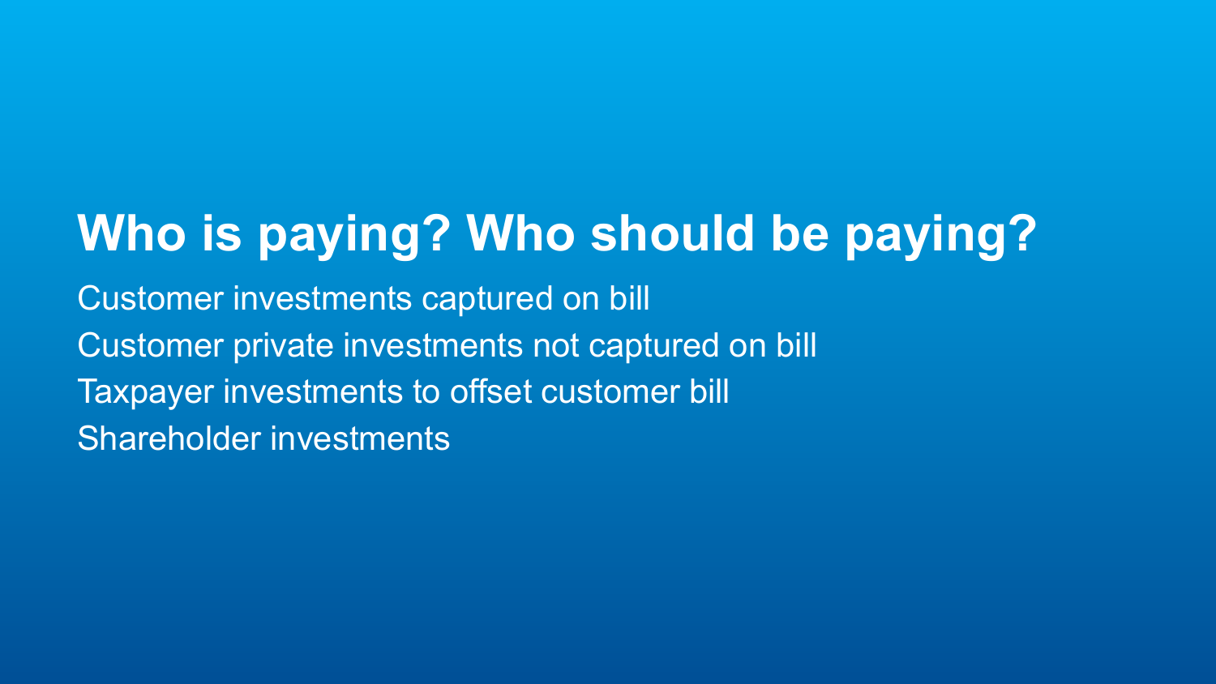# Who is paying? Who should be paying?

Customer investments captured on bill

Customer private investments not captured on bill

Taxpayer investments to offset customer bill

Shareholder investments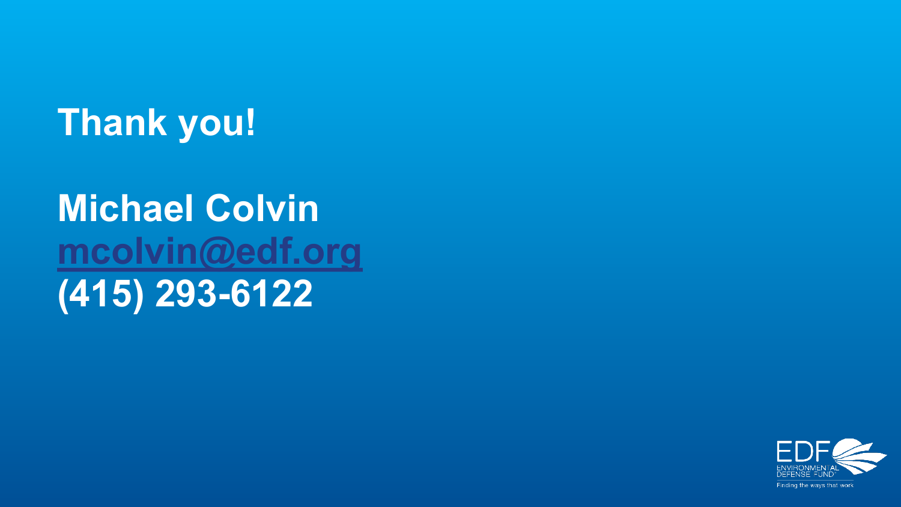# Thank you!

**Michael Colvin**
**mcolvin@edf.org**
**(415) 293-6122**

EDF ENVIRONMENTAL DEFENSE FUND

Finding the ways that work